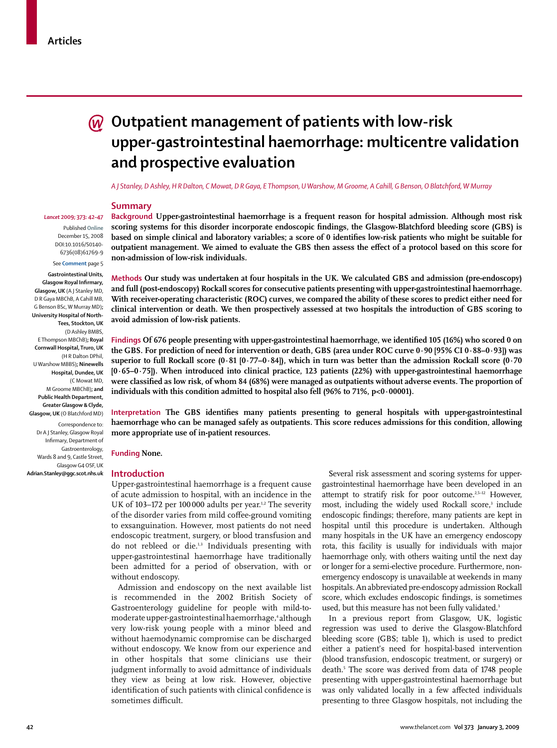Articles

# Outpatient management of patients with low-risk upper-gastrointestinal haemorrhage: multicentre validation and prospective evaluation

*A J Stanley, D Ashley, H R Dalton, C Mowat, D R Gaya, E Thompson, U Warshow, M Groome, A Cahill, G Benson, O Blatchford, W Murray*

*Lancet* 2009; 373: 42–47

Published Online December 15, 2008 DOI:10.1016/S0140-6736(08)61769-9

See Comment page 5

**Gastrointestinal Units, Glasgow Royal Infirmary, Glasgow, UK** (A J Stanley MD, D R Gaya MBChB, A Cahill MB, G Benson BSc, W Murray MD)**; University Hospital of North-Tees, Stockton, UK** (D Ashley BMBS, E Thompson MBChB)**; Royal Cornwall Hospital, Truro, UK** (H R Dalton DPhil, U Warshow MBBS)**; Ninewells Hospital, Dundee, UK** (C Mowat MD, M Groome MBChB)**; and Public Health Department, Greater Glasgow & Clyde, Glasgow, UK** (O Blatchford MD)

Correspondence to: Dr A J Stanley, Glasgow Royal Infirmary, Department of Gastroenterology, Wards 8 and 9, Castle Street, Glasgow G4 0SF, UK **Adrian.Stanley@ggc.scot.nhs.uk**

## Summary

**Background** **Upper-gastrointestinal haemorrhage is a frequent reason for hospital admission. Although most risk scoring systems for this disorder incorporate endoscopic findings, the Glasgow-Blatchford bleeding score (GBS) is based on simple clinical and laboratory variables; a score of 0 identifies low-risk patients who might be suitable for outpatient management. We aimed to evaluate the GBS then assess the effect of a protocol based on this score for non-admission of low-risk individuals.**

**Methods** **Our study was undertaken at four hospitals in the UK. We calculated GBS and admission (pre-endoscopy) and full (post-endoscopy) Rockall scores for consecutive patients presenting with upper-gastrointestinal haemorrhage. With receiver-operating characteristic (ROC) curves, we compared the ability of these scores to predict either need for clinical intervention or death. We then prospectively assessed at two hospitals the introduction of GBS scoring to avoid admission of low-risk patients.**

**Findings** **Of 676 people presenting with upper-gastrointestinal haemorrhage, we identified 105 (16%) who scored 0 on the GBS. For prediction of need for intervention or death, GBS (area under ROC curve 0·90 [95% CI 0·88–0·93]) was superior to full Rockall score (0·81 [0·77–0·84]), which in turn was better than the admission Rockall score (0·70 [0·65–0·75]). When introduced into clinical practice, 123 patients (22%) with upper-gastrointestinal haemorrhage were classified as low risk, of whom 84 (68%) were managed as outpatients without adverse events. The proportion of individuals with this condition admitted to hospital also fell (96% to 71%, $p<0·00001$).**

**Interpretation** **The GBS identifies many patients presenting to general hospitals with upper-gastrointestinal haemorrhage who can be managed safely as outpatients. This score reduces admissions for this condition, allowing more appropriate use of in-patient resources.**

**Funding** **None.**

## Introduction

Upper-gastrointestinal haemorrhage is a frequent cause of acute admission to hospital, with an incidence in the UK of 103–172 per 100 000 adults per year.[1,2] The severity of the disorder varies from mild coffee-ground vomiting to exsanguination. However, most patients do not need endoscopic treatment, surgery, or blood transfusion and do not rebleed or die.[1,3] Individuals presenting with upper-gastrointestinal haemorrhage have traditionally been admitted for a period of observation, with or without endoscopy.

Admission and endoscopy on the next available list is recommended in the 2002 British Society of Gastroenterology guideline for people with mild-to-moderate upper-gastrointestinal haemorrhage,[4] although very low-risk young people with a minor bleed and without haemodynamic compromise can be discharged without endoscopy. We know from our experience and in other hospitals that some clinicians use their judgment informally to avoid admittance of individuals they view as being at low risk. However, objective identification of such patients with clinical confidence is sometimes difficult.

Several risk assessment and scoring systems for upper-gastrointestinal haemorrhage have been developed in an attempt to stratify risk for poor outcome.[2,5–12] However, most, including the widely used Rockall score,[3] include endoscopic findings; therefore, many patients are kept in hospital until this procedure is undertaken. Although many hospitals in the UK have an emergency endoscopy rota, this facility is usually for individuals with major haemorrhage only, with others waiting until the next day or longer for a semi-elective procedure. Furthermore, non-emergency endoscopy is unavailable at weekends in many hospitals. An abbreviated pre-endoscopy admission Rockall score, which excludes endoscopic findings, is sometimes used, but this measure has not been fully validated.[3]

In a previous report from Glasgow, UK, logistic regression was used to derive the Glasgow-Blatchford bleeding score (GBS; table 1), which is used to predict either a patient's need for hospital-based intervention (blood transfusion, endoscopic treatment, or surgery) or death.[5] The score was derived from data of 1748 people presenting with upper-gastrointestinal haemorrhage but was only validated locally in a few affected individuals presenting to three Glasgow hospitals, not including the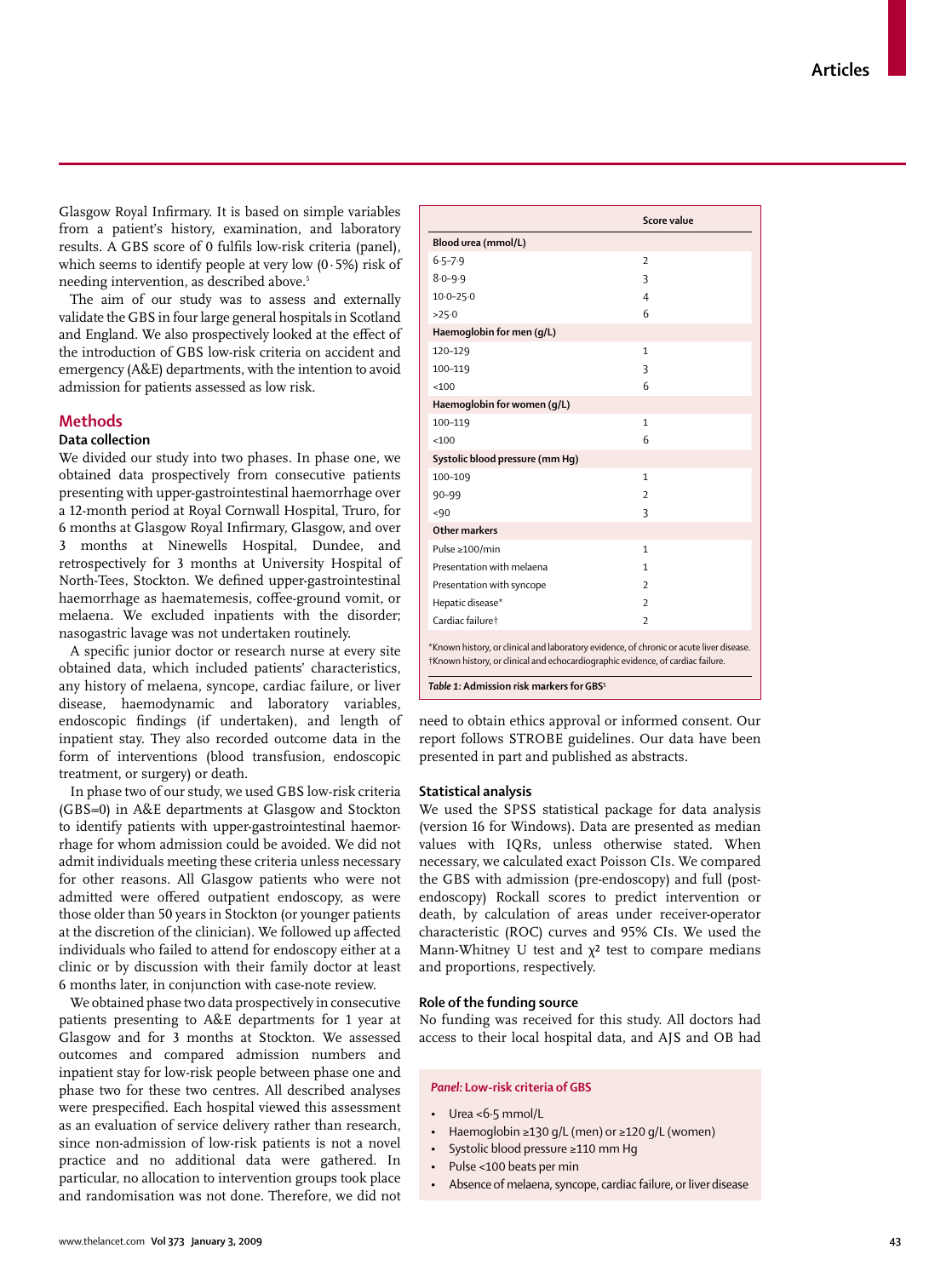Glasgow Royal Infirmary. It is based on simple variables from a patient's history, examination, and laboratory results. A GBS score of 0 fulfils low-risk criteria (panel), which seems to identify people at very low (0·5%) risk of needing intervention, as described above.[5]

The aim of our study was to assess and externally validate the GBS in four large general hospitals in Scotland and England. We also prospectively looked at the effect of the introduction of GBS low-risk criteria on accident and emergency (A&E) departments, with the intention to avoid admission for patients assessed as low risk.

## Methods

### Data collection

We divided our study into two phases. In phase one, we obtained data prospectively from consecutive patients presenting with upper-gastrointestinal haemorrhage over a 12-month period at Royal Cornwall Hospital, Truro, for 6 months at Glasgow Royal Infirmary, Glasgow, and over 3 months at Ninewells Hospital, Dundee, and retrospectively for 3 months at University Hospital of North-Tees, Stockton. We defined upper-gastrointestinal haemorrhage as haematemesis, coffee-ground vomit, or melaena. We excluded inpatients with the disorder; nasogastric lavage was not undertaken routinely.

A specific junior doctor or research nurse at every site obtained data, which included patients' characteristics, any history of melaena, syncope, cardiac failure, or liver disease, haemodynamic and laboratory variables, endoscopic findings (if undertaken), and length of inpatient stay. They also recorded outcome data in the form of interventions (blood transfusion, endoscopic treatment, or surgery) or death.

In phase two of our study, we used GBS low-risk criteria (GBS=0) in A&E departments at Glasgow and Stockton to identify patients with upper-gastrointestinal haemorrhage for whom admission could be avoided. We did not admit individuals meeting these criteria unless necessary for other reasons. All Glasgow patients who were not admitted were offered outpatient endoscopy, as were those older than 50 years in Stockton (or younger patients at the discretion of the clinician). We followed up affected individuals who failed to attend for endoscopy either at a clinic or by discussion with their family doctor at least 6 months later, in conjunction with case-note review.

We obtained phase two data prospectively in consecutive patients presenting to A&E departments for 1 year at Glasgow and for 3 months at Stockton. We assessed outcomes and compared admission numbers and inpatient stay for low-risk people between phase one and phase two for these two centres. All described analyses were prespecified. Each hospital viewed this assessment as an evaluation of service delivery rather than research, since non-admission of low-risk patients is not a novel practice and no additional data were gathered. In particular, no allocation to intervention groups took place and randomisation was not done. Therefore, we did not need to obtain ethics approval or informed consent. Our report follows STROBE guidelines. Our data have been presented in part and published as abstracts.

| | Score value |
|---|---|
| **Blood urea (mmol/L)** | |
| 6·5–7·9 | 2 |
| 8·0–9·9 | 3 |
| 10·0–25·0 | 4 |
| >25·0 | 6 |
| **Haemoglobin for men (g/L)** | |
| 120–129 | 1 |
| 100–119 | 3 |
| <100 | 6 |
| **Haemoglobin for women (g/L)** | |
| 100–119 | 1 |
| <100 | 6 |
| **Systolic blood pressure (mm Hg)** | |
| 100–109 | 1 |
| 90–99 | 2 |
| <90 | 3 |
| **Other markers** | |
| Pulse ≥100/min | 1 |
| Presentation with melaena | 1 |
| Presentation with syncope | 2 |
| Hepatic disease* | 2 |
| Cardiac failure† | 2 |

*Known history, or clinical and laboratory evidence, of chronic or acute liver disease. †Known history, or clinical and echocardiographic evidence, of cardiac failure.

*Table 1:* **Admission risk markers for GBS**[5]

### Statistical analysis

We used the SPSS statistical package for data analysis (version 16 for Windows). Data are presented as median values with IQRs, unless otherwise stated. When necessary, we calculated exact Poisson CIs. We compared the GBS with admission (pre-endoscopy) and full (post-endoscopy) Rockall scores to predict intervention or death, by calculation of areas under receiver-operator characteristic (ROC) curves and 95% CIs. We used the Mann-Whitney U test and $\chi^2$ test to compare medians and proportions, respectively.

### Role of the funding source

No funding was received for this study. All doctors had access to their local hospital data, and AJS and OB had

***Panel:* Low-risk criteria of GBS**

- Urea <6·5 mmol/L
- Haemoglobin ≥130 g/L (men) or ≥120 g/L (women)
- Systolic blood pressure ≥110 mm Hg
- Pulse <100 beats per min
- Absence of melaena, syncope, cardiac failure, or liver disease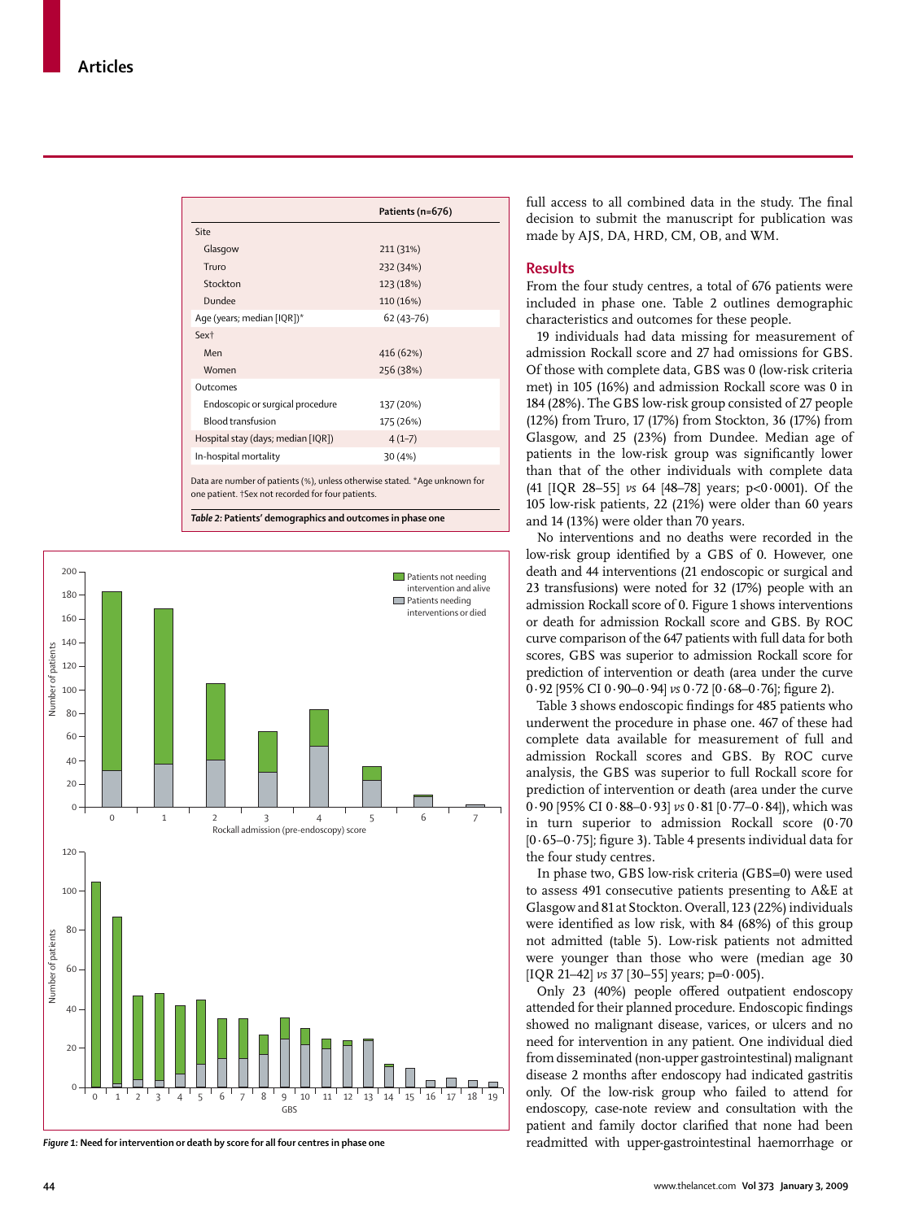| | Patients (n=676) |
|---|---|
| Site | |
| Glasgow | 211 (31%) |
| Truro | 232 (34%) |
| Stockton | 123 (18%) |
| Dundee | 110 (16%) |
| Age (years; median [IQR])* | 62 (43–76) |
| Sex† | |
| Men | 416 (62%) |
| Women | 256 (38%) |
| Outcomes | |
| Endoscopic or surgical procedure | 137 (20%) |
| Blood transfusion | 175 (26%) |
| Hospital stay (days; median [IQR]) | 4 (1–7) |
| In-hospital mortality | 30 (4%) |

Data are number of patients (%), unless otherwise stated. *Age unknown for one patient. †Sex not recorded for four patients.

***Table 2:*** **Patients' demographics and outcomes in phase one**

***Figure 1:*** **Need for intervention or death by score for all four centres in phase one**

full access to all combined data in the study. The final decision to submit the manuscript for publication was made by AJS, DA, HRD, CM, OB, and WM.

## Results

From the four study centres, a total of 676 patients were included in phase one. Table 2 outlines demographic characteristics and outcomes for these people.

19 individuals had data missing for measurement of admission Rockall score and 27 had omissions for GBS. Of those with complete data, GBS was 0 (low-risk criteria met) in 105 (16%) and admission Rockall score was 0 in 184 (28%). The GBS low-risk group consisted of 27 people (12%) from Truro, 17 (17%) from Stockton, 36 (17%) from Glasgow, and 25 (23%) from Dundee. Median age of patients in the low-risk group was significantly lower than that of the other individuals with complete data (41 [IQR 28–55] *vs* 64 [48–78] years; p<0·0001). Of the 105 low-risk patients, 22 (21%) were older than 60 years and 14 (13%) were older than 70 years.

No interventions and no deaths were recorded in the low-risk group identified by a GBS of 0. However, one death and 44 interventions (21 endoscopic or surgical and 23 transfusions) were noted for 32 (17%) people with an admission Rockall score of 0. Figure 1 shows interventions or death for admission Rockall score and GBS. By ROC curve comparison of the 647 patients with full data for both scores, GBS was superior to admission Rockall score for prediction of intervention or death (area under the curve 0·92 [95% CI 0·90–0·94] *vs* 0·72 [0·68–0·76]; figure 2).

Table 3 shows endoscopic findings for 485 patients who underwent the procedure in phase one. 467 of these had complete data available for measurement of full and admission Rockall scores and GBS. By ROC curve analysis, the GBS was superior to full Rockall score for prediction of intervention or death (area under the curve 0·90 [95% CI 0·88–0·93] *vs* 0·81 [0·77–0·84]), which was in turn superior to admission Rockall score (0·70 [0·65–0·75]; figure 3). Table 4 presents individual data for the four study centres.

In phase two, GBS low-risk criteria (GBS=0) were used to assess 491 consecutive patients presenting to A&E at Glasgow and 81 at Stockton. Overall, 123 (22%) individuals were identified as low risk, with 84 (68%) of this group not admitted (table 5). Low-risk patients not admitted were younger than those who were (median age 30 [IQR 21–42] *vs* 37 [30–55] years; p=0·005).

Only 23 (40%) people offered outpatient endoscopy attended for their planned procedure. Endoscopic findings showed no malignant disease, varices, or ulcers and no need for intervention in any patient. One individual died from disseminated (non-upper gastrointestinal) malignant disease 2 months after endoscopy had indicated gastritis only. Of the low-risk group who failed to attend for endoscopy, case-note review and consultation with the patient and family doctor clarified that none had been readmitted with upper-gastrointestinal haemorrhage or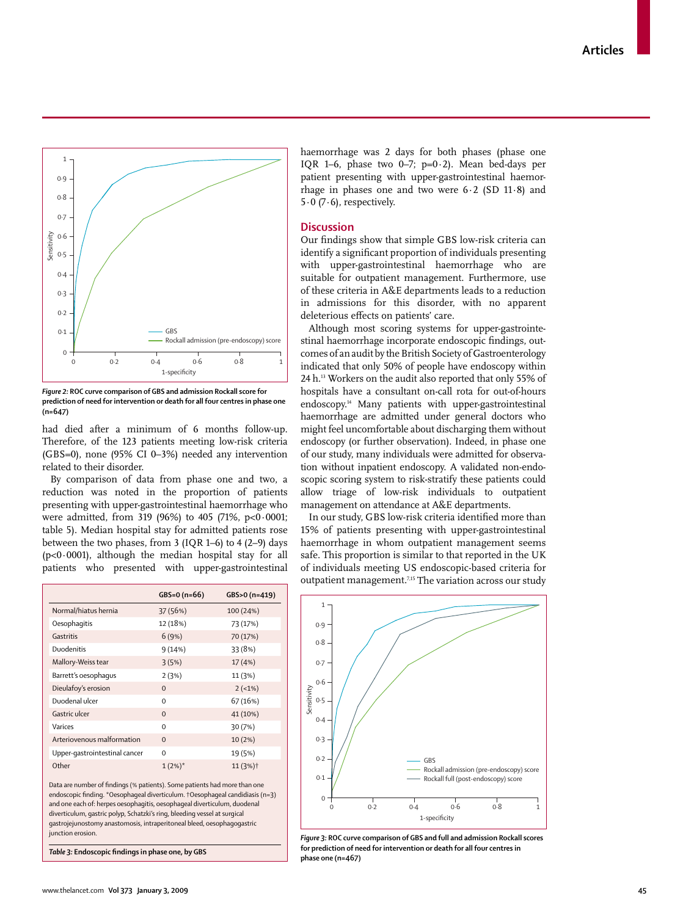*Figure 2:* **ROC curve comparison of GBS and admission Rockall score for prediction of need for intervention or death for all four centres in phase one (n=647)**

had died after a minimum of 6 months follow-up. Therefore, of the 123 patients meeting low-risk criteria (GBS=0), none (95% CI 0–3%) needed any intervention related to their disorder.

By comparison of data from phase one and two, a reduction was noted in the proportion of patients presenting with upper-gastrointestinal haemorrhage who were admitted, from 319 (96%) to 405 (71%, p<0·0001; table 5). Median hospital stay for admitted patients rose between the two phases, from 3 (IQR 1–6) to 4 (2–9) days (p<0·0001), although the median hospital stay for all patients who presented with upper-gastrointestinal haemorrhage was 2 days for both phases (phase one IQR 1–6, phase two 0–7; p=0·2). Mean bed-days per patient presenting with upper-gastrointestinal haemorrhage in phases one and two were 6·2 (SD 11·8) and 5·0 (7·6), respectively.

| | GBS=0 (n=66) | GBS>0 (n=419) |
|---|---|---|
| Normal/hiatus hernia | 37 (56%) | 100 (24%) |
| Oesophagitis | 12 (18%) | 73 (17%) |
| Gastritis | 6 (9%) | 70 (17%) |
| Duodenitis | 9 (14%) | 33 (8%) |
| Mallory-Weiss tear | 3 (5%) | 17 (4%) |
| Barrett's oesophagus | 2 (3%) | 11 (3%) |
| Dieulafoy's erosion | 0 | 2 (<1%) |
| Duodenal ulcer | 0 | 67 (16%) |
| Gastric ulcer | 0 | 41 (10%) |
| Varices | 0 | 30 (7%) |
| Arteriovenous malformation | 0 | 10 (2%) |
| Upper-gastrointestinal cancer | 0 | 19 (5%) |
| Other | 1 (2%)* | 11 (3%)† |

Data are number of findings (% patients). Some patients had more than one endoscopic finding. *Oesophageal diverticulum. †Oesophageal candidiasis (n=3) and one each of: herpes oesophagitis, oesophageal diverticulum, duodenal diverticulum, gastric polyp, Schatzki's ring, bleeding vessel at surgical gastrojejunostomy anastomosis, intraperitoneal bleed, oesophagogastric junction erosion.

*Table 3:* **Endoscopic findings in phase one, by GBS**

## Discussion

Our findings show that simple GBS low-risk criteria can identify a significant proportion of individuals presenting with upper-gastrointestinal haemorrhage who are suitable for outpatient management. Furthermore, use of these criteria in A&E departments leads to a reduction in admissions for this disorder, with no apparent deleterious effects on patients' care.

Although most scoring systems for upper-gastrointestinal haemorrhage incorporate endoscopic findings, outcomes of an audit by the British Society of Gastroenterology indicated that only 50% of people have endoscopy within 24 h.[13] Workers on the audit also reported that only 55% of hospitals have a consultant on-call rota for out-of-hours endoscopy.[14] Many patients with upper-gastrointestinal haemorrhage are admitted under general doctors who might feel uncomfortable about discharging them without endoscopy (or further observation). Indeed, in phase one of our study, many individuals were admitted for observation without inpatient endoscopy. A validated non-endoscopic scoring system to risk-stratify these patients could allow triage of low-risk individuals to outpatient management on attendance at A&E departments.

In our study, GBS low-risk criteria identified more than 15% of patients presenting with upper-gastrointestinal haemorrhage in whom outpatient management seems safe. This proportion is similar to that reported in the UK of individuals meeting US endoscopic-based criteria for outpatient management.[7,15] The variation across our study

*Figure 3:* **ROC curve comparison of GBS and full and admission Rockall scores for prediction of need for intervention or death for all four centres in phase one (n=467)**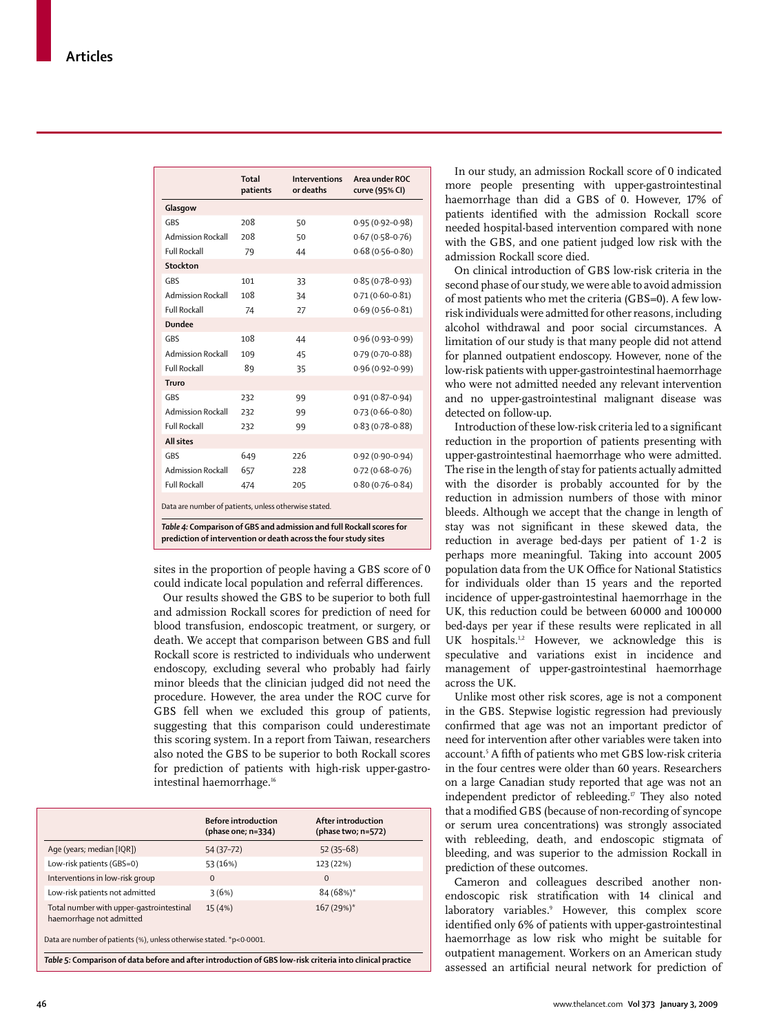|  | Total patients | Interventions or deaths | Area under ROC curve (95% CI) |
|---|---|---|---|
| **Glasgow** |  |  |  |
| GBS | 208 | 50 | 0·95 (0·92–0·98) |
| Admission Rockall | 208 | 50 | 0·67 (0·58–0·76) |
| Full Rockall | 79 | 44 | 0·68 (0·56–0·80) |
| **Stockton** |  |  |  |
| GBS | 101 | 33 | 0·85 (0·78–0·93) |
| Admission Rockall | 108 | 34 | 0·71 (0·60–0·81) |
| Full Rockall | 74 | 27 | 0·69 (0·56–0·81) |
| **Dundee** |  |  |  |
| GBS | 108 | 44 | 0·96 (0·93–0·99) |
| Admission Rockall | 109 | 45 | 0·79 (0·70–0·88) |
| Full Rockall | 89 | 35 | 0·96 (0·92–0·99) |
| **Truro** |  |  |  |
| GBS | 232 | 99 | 0·91 (0·87–0·94) |
| Admission Rockall | 232 | 99 | 0·73 (0·66–0·80) |
| Full Rockall | 232 | 99 | 0·83 (0·78–0·88) |
| **All sites** |  |  |  |
| GBS | 649 | 226 | 0·92 (0·90–0·94) |
| Admission Rockall | 657 | 228 | 0·72 (0·68–0·76) |
| Full Rockall | 474 | 205 | 0·80 (0·76–0·84) |

Data are number of patients, unless otherwise stated.

***Table 4:* Comparison of GBS and admission and full Rockall scores for prediction of intervention or death across the four study sites**

sites in the proportion of people having a GBS score of 0 could indicate local population and referral differences.

Our results showed the GBS to be superior to both full and admission Rockall scores for prediction of need for blood transfusion, endoscopic treatment, or surgery, or death. We accept that comparison between GBS and full Rockall score is restricted to individuals who underwent endoscopy, excluding several who probably had fairly minor bleeds that the clinician judged did not need the procedure. However, the area under the ROC curve for GBS fell when we excluded this group of patients, suggesting that this comparison could underestimate this scoring system. In a report from Taiwan, researchers also noted the GBS to be superior to both Rockall scores for prediction of patients with high-risk upper-gastrointestinal haemorrhage.[16]

|  | Before introduction (phase one; n=334) | After introduction (phase two; n=572) |
|---|---|---|
| Age (years; median [IQR]) | 54 (37–72) | 52 (35–68) |
| Low-risk patients (GBS=0) | 53 (16%) | 123 (22%) |
| Interventions in low-risk group | 0 | 0 |
| Low-risk patients not admitted | 3 (6%) | 84 (68%)* |
| Total number with upper-gastrointestinal haemorrhage not admitted | 15 (4%) | 167 (29%)* |

Data are number of patients (%), unless otherwise stated. *p<0·0001.

***Table 5:* Comparison of data before and after introduction of GBS low-risk criteria into clinical practice**

In our study, an admission Rockall score of 0 indicated more people presenting with upper-gastrointestinal haemorrhage than did a GBS of 0. However, 17% of patients identified with the admission Rockall score needed hospital-based intervention compared with none with the GBS, and one patient judged low risk with the admission Rockall score died.

On clinical introduction of GBS low-risk criteria in the second phase of our study, we were able to avoid admission of most patients who met the criteria (GBS=0). A few low-risk individuals were admitted for other reasons, including alcohol withdrawal and poor social circumstances. A limitation of our study is that many people did not attend for planned outpatient endoscopy. However, none of the low-risk patients with upper-gastrointestinal haemorrhage who were not admitted needed any relevant intervention and no upper-gastrointestinal malignant disease was detected on follow-up.

Introduction of these low-risk criteria led to a significant reduction in the proportion of patients presenting with upper-gastrointestinal haemorrhage who were admitted. The rise in the length of stay for patients actually admitted with the disorder is probably accounted for by the reduction in admission numbers of those with minor bleeds. Although we accept that the change in length of stay was not significant in these skewed data, the reduction in average bed-days per patient of 1·2 is perhaps more meaningful. Taking into account 2005 population data from the UK Office for National Statistics for individuals older than 15 years and the reported incidence of upper-gastrointestinal haemorrhage in the UK, this reduction could be between 60 000 and 100 000 bed-days per year if these results were replicated in all UK hospitals.[1,2] However, we acknowledge this is speculative and variations exist in incidence and management of upper-gastrointestinal haemorrhage across the UK.

Unlike most other risk scores, age is not a component in the GBS. Stepwise logistic regression had previously confirmed that age was not an important predictor of need for intervention after other variables were taken into account.[5] A fifth of patients who met GBS low-risk criteria in the four centres were older than 60 years. Researchers on a large Canadian study reported that age was not an independent predictor of rebleeding.[17] They also noted that a modified GBS (because of non-recording of syncope or serum urea concentrations) was strongly associated with rebleeding, death, and endoscopic stigmata of bleeding, and was superior to the admission Rockall in prediction of these outcomes.

Cameron and colleagues described another non-endoscopic risk stratification with 14 clinical and laboratory variables.[9] However, this complex score identified only 6% of patients with upper-gastrointestinal haemorrhage as low risk who might be suitable for outpatient management. Workers on an American study assessed an artificial neural network for prediction of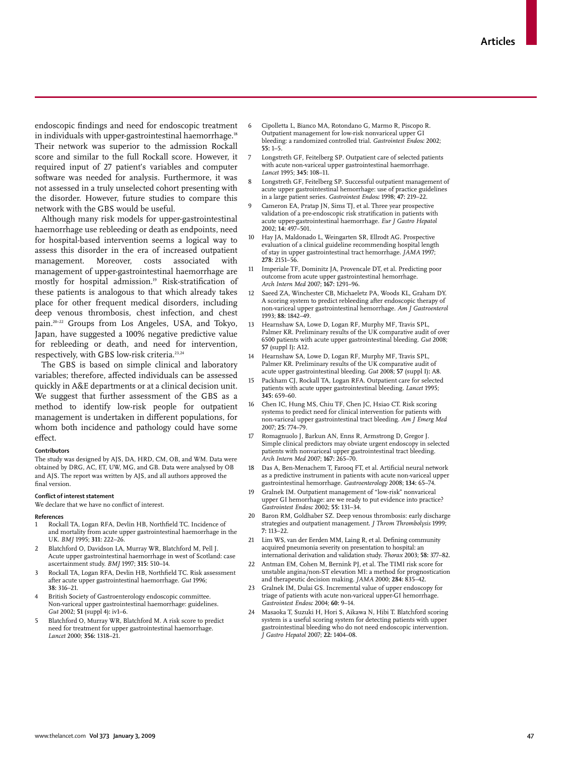endoscopic findings and need for endoscopic treatment in individuals with upper-gastrointestinal haemorrhage.[18] Their network was superior to the admission Rockall score and similar to the full Rockall score. However, it required input of 27 patient's variables and computer software was needed for analysis. Furthermore, it was not assessed in a truly unselected cohort presenting with the disorder. However, future studies to compare this network with the GBS would be useful.

Although many risk models for upper-gastrointestinal haemorrhage use rebleeding or death as endpoints, need for hospital-based intervention seems a logical way to assess this disorder in the era of increased outpatient management. Moreover, costs associated with management of upper-gastrointestinal haemorrhage are mostly for hospital admission.[19] Risk-stratification of these patients is analogous to that which already takes place for other frequent medical disorders, including deep venous thrombosis, chest infection, and chest pain.[20–22] Groups from Los Angeles, USA, and Tokyo, Japan, have suggested a 100% negative predictive value for rebleeding or death, and need for intervention, respectively, with GBS low-risk criteria.[23,24]

The GBS is based on simple clinical and laboratory variables; therefore, affected individuals can be assessed quickly in A&E departments or at a clinical decision unit. We suggest that further assessment of the GBS as a method to identify low-risk people for outpatient management is undertaken in different populations, for whom both incidence and pathology could have some effect.

#### Contributors

The study was designed by AJS, DA, HRD, CM, OB, and WM. Data were obtained by DRG, AC, ET, UW, MG, and GB. Data were analysed by OB and AJS. The report was written by AJS, and all authors approved the final version.

#### Conflict of interest statement

We declare that we have no conflict of interest.

#### References

1. Rockall TA, Logan RFA, Devlin HB, Northfield TC. Incidence of and mortality from acute upper gastrointestinal haemorrhage in the UK. *BMJ* 1995; **311:** 222–26.
2. Blatchford O, Davidson LA, Murray WR, Blatchford M, Pell J. Acute upper gastrointestinal haemorrhage in west of Scotland: case ascertainment study. *BMJ* 1997; **315:** 510–14.
3. Rockall TA, Logan RFA, Devlin HB, Northfield TC. Risk assessment after acute upper gastrointestinal haemorrhage. *Gut* 1996; **38:** 316–21.
4. British Society of Gastroenterology endoscopic committee. Non-variceal upper gastrointestinal haemorrhage: guidelines. *Gut* 2002; **51** (suppl 4)**:** iv1–6.
5. Blatchford O, Murray WR, Blatchford M. A risk score to predict need for treatment for upper gastrointestinal haemorrhage. *Lancet* 2000; **356:** 1318–21.
6. Cipolletta L, Bianco MA, Rotondano G, Marmo R, Piscopo R. Outpatient management for low-risk nonvariceal upper GI bleeding: a randomized controlled trial. *Gastrointest Endosc* 2002; **55:** 1–5.
7. Longstreth GF, Feitelberg SP. Outpatient care of selected patients with acute non-variceal upper gastrointestinal haemorrhage. *Lancet* 1995; **345:** 108–11.
8. Longstreth GF, Feitelberg SP. Successful outpatient management of acute upper gastrointestinal hemorrhage: use of practice guidelines in a large patient series. *Gastrointest Endosc* 1998; **47:** 219–22.
9. Cameron EA, Pratap JN, Sims TJ, et al. Three year prospective validation of a pre-endoscopic risk stratification in patients with acute upper-gastrointestinal haemorrhage. *Eur J Gastro Hepatol* 2002; **14:** 497–501.
10. Hay JA, Maldonado L, Weingarten SR, Ellrodt AG. Prospective evaluation of a clinical guideline recommending hospital length of stay in upper gastrointestinal tract hemorrhage. *JAMA* 1997; **278:** 2151–56.
11. Imperiale TF, Dominitz JA, Provencale DT, et al. Predicting poor outcome from acute upper gastrointestinal hemorrhage. *Arch Intern Med* 2007; **167:** 1291–96.
12. Saeed ZA, Winchester CB, Michaeletz PA, Woods KL, Graham DY. A scoring system to predict rebleeding after endoscopic therapy of non-variceal upper gastrointestinal hemorrhage. *Am J Gastroenterol* 1993; **88:** 1842–49.
13. Hearnshaw SA, Lowe D, Logan RF, Murphy MF, Travis SPL, Palmer KR. Preliminary results of the UK comparative audit of over 6500 patients with acute upper gastrointestinal bleeding. *Gut* 2008; **57** (suppl I)**:** A12.
14. Hearnshaw SA, Lowe D, Logan RF, Murphy MF, Travis SPL, Palmer KR. Preliminary results of the UK comparative audit of acute upper gastrointestinal bleeding. *Gut* 2008; **57** (suppl I)**:** A8.
15. Packham CJ, Rockall TA, Logan RFA. Outpatient care for selected patients with acute upper gastrointestinal bleeding. *Lancet* 1995; **345:** 659–60.
16. Chen IC, Hung MS, Chiu TF, Chen JC, Hsiao CT. Risk scoring systems to predict need for clinical intervention for patients with non-variceal upper gastrointestinal tract bleeding. *Am J Emerg Med* 2007; **25:** 774–79.
17. Romagnuolo J, Barkun AN, Enns R, Armstrong D, Gregor J. Simple clinical predictors may obviate urgent endoscopy in selected patients with nonvariceal upper gastrointestinal tract bleeding. *Arch Intern Med* 2007; **167:** 265–70.
18. Das A, Ben-Menachem T, Farooq FT, et al. Artificial neural network as a predictive instrument in patients with acute non-variceal upper gastrointestinal hemorrhage. *Gastroenterology* 2008; **134:** 65–74.
19. Gralnek IM. Outpatient management of "low-risk" nonvariceal upper GI hemorrhage: are we ready to put evidence into practice? *Gastrointest Endosc* 2002; **55:** 131–34.
20. Baron RM, Goldhaber SZ. Deep venous thrombosis: early discharge strategies and outpatient management. *J Throm Thrombolysis* 1999; **7:** 113–22.
21. Lim WS, van der Eerden MM, Laing R, et al. Defining community acquired pneumonia severity on presentation to hospital: an international derivation and validation study. *Thorax* 2003; **58:** 377–82.
22. Antman EM, Cohen M, Bernink PJ, et al. The TIMI risk score for unstable angina/non-ST elevation MI: a method for prognostication and therapeutic decision making. *JAMA* 2000; **284:** 835–42.
23. Gralnek IM, Dulai GS. Incremental value of upper endoscopy for triage of patients with acute non-variceal upper-GI hemorrhage. *Gastrointest Endosc* 2004; **60:** 9–14.
24. Masaoka T, Suzuki H, Hori S, Aikawa N, Hibi T. Blatchford scoring system is a useful scoring system for detecting patients with upper gastrointestinal bleeding who do not need endoscopic intervention. *J Gastro Hepatol* 2007; **22:** 1404–08.